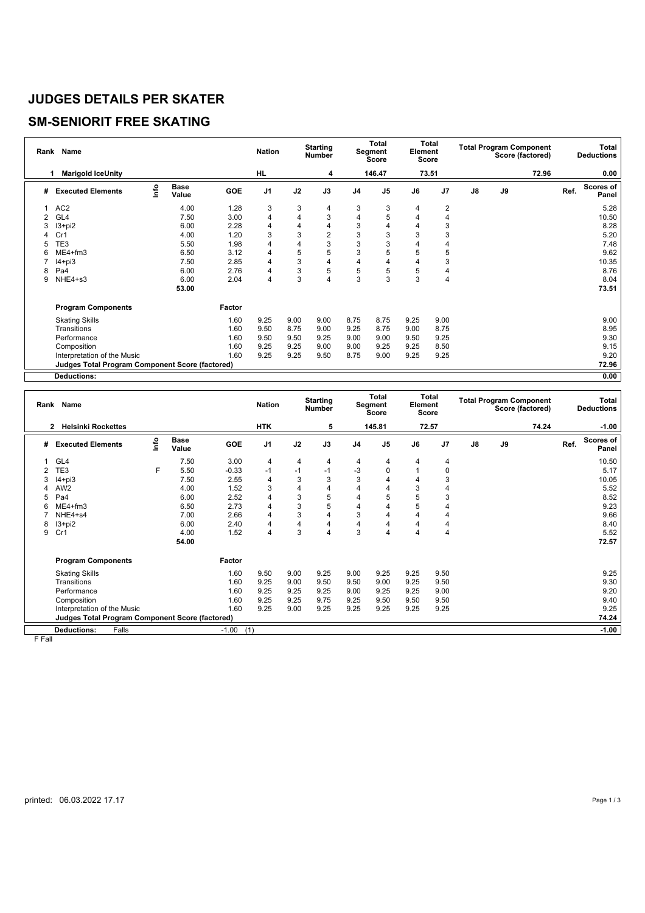# JUDGES DETAILS PER SKATER

## SM-SENIORIT FREE SKATING

| Rank | Name | Nation | Starting Number | Total Segment Score | Total Element Score | Total Program Component Score (factored) | Total Deductions |
|---|---|---|---|---|---|---|---|
| 1 | Marigold IceUnity | HL | 4 | 146.47 | 73.51 | 72.96 | 0.00 |

| # | Executed Elements | Info | Base Value | GOE | J1 | J2 | J3 | J4 | J5 | J6 | J7 | J8 | J9 | Ref. | Scores of Panel |
|---|---|---|---|---|---|---|---|---|---|---|---|---|---|---|---|
| 1 | AC2 | | 4.00 | 1.28 | 3 | 3 | 4 | 3 | 3 | 4 | 2 | | | | 5.28 |
| 2 | GL4 | | 7.50 | 3.00 | 4 | 4 | 3 | 4 | 5 | 4 | 4 | | | | 10.50 |
| 3 | I3+pi2 | | 6.00 | 2.28 | 4 | 4 | 4 | 3 | 4 | 4 | 3 | | | | 8.28 |
| 4 | Cr1 | | 4.00 | 1.20 | 3 | 3 | 2 | 3 | 3 | 3 | 3 | | | | 5.20 |
| 5 | TE3 | | 5.50 | 1.98 | 4 | 4 | 3 | 3 | 3 | 4 | 4 | | | | 7.48 |
| 6 | ME4+fm3 | | 6.50 | 3.12 | 4 | 5 | 5 | 3 | 5 | 5 | 5 | | | | 9.62 |
| 7 | I4+pi3 | | 7.50 | 2.85 | 4 | 3 | 4 | 4 | 4 | 4 | 3 | | | | 10.35 |
| 8 | Pa4 | | 6.00 | 2.76 | 4 | 3 | 5 | 5 | 5 | 5 | 4 | | | | 8.76 |
| 9 | NHE4+s3 | | 6.00 | 2.04 | 4 | 3 | 4 | 3 | 3 | 3 | 4 | | | | 8.04 |
| | | | 53.00 | | | | | | | | | | | | 73.51 |

| Program Components | Factor | J1 | J2 | J3 | J4 | J5 | J6 | J7 | J8 | J9 | Scores of Panel |
|---|---|---|---|---|---|---|---|---|---|---|---|
| Skating Skills | 1.60 | 9.25 | 9.00 | 9.00 | 8.75 | 8.75 | 9.25 | 9.00 | | | 9.00 |
| Transitions | 1.60 | 9.50 | 8.75 | 9.00 | 9.25 | 8.75 | 9.00 | 8.75 | | | 8.95 |
| Performance | 1.60 | 9.50 | 9.50 | 9.25 | 9.00 | 9.00 | 9.50 | 9.25 | | | 9.30 |
| Composition | 1.60 | 9.25 | 9.25 | 9.00 | 9.00 | 9.25 | 9.25 | 8.50 | | | 9.15 |
| Interpretation of the Music | 1.60 | 9.25 | 9.25 | 9.50 | 8.75 | 9.00 | 9.25 | 9.25 | | | 9.20 |
| **Judges Total Program Component Score (factored)** | | | | | | | | | | | **72.96** |
| **Deductions:** | | | | | | | | | | | **0.00** |

| Rank | Name | Nation | Starting Number | Total Segment Score | Total Element Score | Total Program Component Score (factored) | Total Deductions |
|---|---|---|---|---|---|---|---|
| 2 | Helsinki Rockettes | HTK | 5 | 145.81 | 72.57 | 74.24 | -1.00 |

| # | Executed Elements | Info | Base Value | GOE | J1 | J2 | J3 | J4 | J5 | J6 | J7 | J8 | J9 | Ref. | Scores of Panel |
|---|---|---|---|---|---|---|---|---|---|---|---|---|---|---|---|
| 1 | GL4 | | 7.50 | 3.00 | 4 | 4 | 4 | 4 | 4 | 4 | 4 | | | | 10.50 |
| 2 | TE3 | F | 5.50 | -0.33 | -1 | -1 | -1 | -3 | 0 | 1 | 0 | | | | 5.17 |
| 3 | I4+pi3 | | 7.50 | 2.55 | 4 | 3 | 3 | 3 | 4 | 4 | 3 | | | | 10.05 |
| 4 | AW2 | | 4.00 | 1.52 | 3 | 4 | 4 | 4 | 4 | 3 | 4 | | | | 5.52 |
| 5 | Pa4 | | 6.00 | 2.52 | 4 | 3 | 5 | 4 | 5 | 5 | 3 | | | | 8.52 |
| 6 | ME4+fm3 | | 6.50 | 2.73 | 4 | 3 | 5 | 4 | 4 | 5 | 4 | | | | 9.23 |
| 7 | NHE4+s4 | | 7.00 | 2.66 | 4 | 3 | 4 | 3 | 4 | 4 | 4 | | | | 9.66 |
| 8 | I3+pi2 | | 6.00 | 2.40 | 4 | 4 | 4 | 4 | 4 | 4 | 4 | | | | 8.40 |
| 9 | Cr1 | | 4.00 | 1.52 | 4 | 3 | 4 | 3 | 4 | 4 | 4 | | | | 5.52 |
| | | | 54.00 | | | | | | | | | | | | 72.57 |

| Program Components | Factor | J1 | J2 | J3 | J4 | J5 | J6 | J7 | J8 | J9 | Scores of Panel |
|---|---|---|---|---|---|---|---|---|---|---|---|
| Skating Skills | 1.60 | 9.50 | 9.00 | 9.25 | 9.00 | 9.25 | 9.25 | 9.50 | | | 9.25 |
| Transitions | 1.60 | 9.25 | 9.00 | 9.50 | 9.50 | 9.00 | 9.25 | 9.50 | | | 9.30 |
| Performance | 1.60 | 9.25 | 9.25 | 9.25 | 9.00 | 9.25 | 9.25 | 9.00 | | | 9.20 |
| Composition | 1.60 | 9.25 | 9.25 | 9.75 | 9.25 | 9.50 | 9.50 | 9.50 | | | 9.40 |
| Interpretation of the Music | 1.60 | 9.25 | 9.00 | 9.25 | 9.25 | 9.25 | 9.25 | 9.25 | | | 9.25 |
| **Judges Total Program Component Score (factored)** | | | | | | | | | | | **74.24** |
| **Deductions:** Falls | -1.00 (1) | | | | | | | | | | **-1.00** |

F Fall

printed: 06.03.2022 17.17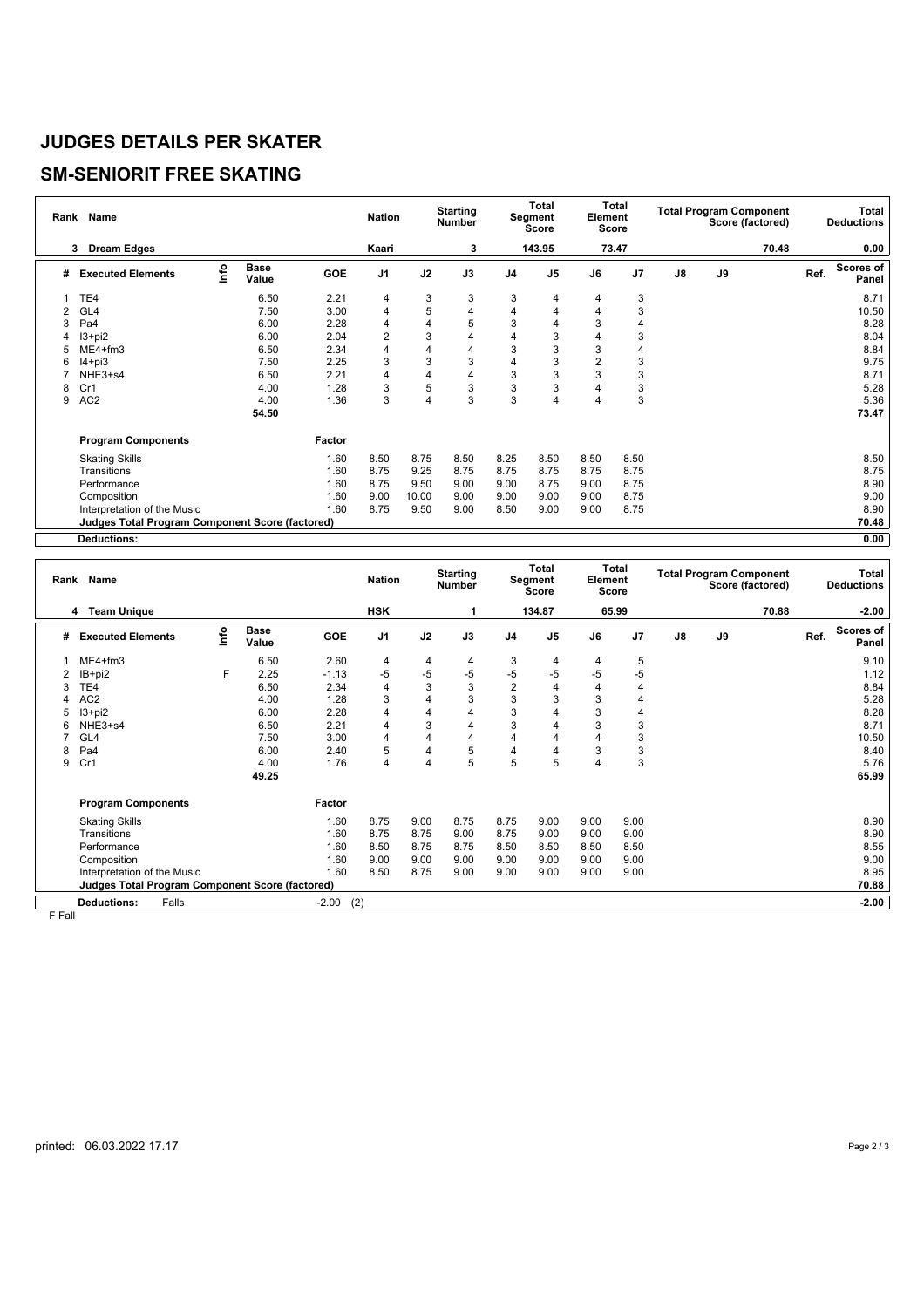# JUDGES DETAILS PER SKATER

## SM-SENIORIT FREE SKATING

| Rank | Name | Nation | Starting Number | Total Segment Score | Total Element Score | Total Program Component Score (factored) | Total Deductions |
|---|---|---|---|---|---|---|---|
| 3 | Dream Edges | Kaari | 3 | 143.95 | 73.47 | 70.48 | 0.00 |

| # | Executed Elements | Info | Base Value | GOE | J1 | J2 | J3 | J4 | J5 | J6 | J7 | J8 | J9 | Ref. | Scores of Panel |
|---|---|---|---|---|---|---|---|---|---|---|---|---|---|---|---|
| 1 | TE4 | | 6.50 | 2.21 | 4 | 3 | 3 | 3 | 4 | 4 | 3 | | | | 8.71 |
| 2 | GL4 | | 7.50 | 3.00 | 4 | 5 | 4 | 4 | 4 | 4 | 3 | | | | 10.50 |
| 3 | Pa4 | | 6.00 | 2.28 | 4 | 4 | 5 | 3 | 4 | 3 | 4 | | | | 8.28 |
| 4 | I3+pi2 | | 6.00 | 2.04 | 2 | 3 | 4 | 4 | 3 | 4 | 3 | | | | 8.04 |
| 5 | ME4+fm3 | | 6.50 | 2.34 | 4 | 4 | 4 | 3 | 3 | 3 | 4 | | | | 8.84 |
| 6 | I4+pi3 | | 7.50 | 2.25 | 3 | 3 | 3 | 4 | 3 | 2 | 3 | | | | 9.75 |
| 7 | NHE3+s4 | | 6.50 | 2.21 | 4 | 4 | 4 | 3 | 3 | 3 | 3 | | | | 8.71 |
| 8 | Cr1 | | 4.00 | 1.28 | 3 | 5 | 3 | 3 | 3 | 4 | 3 | | | | 5.28 |
| 9 | AC2 | | 4.00 | 1.36 | 3 | 4 | 3 | 3 | 4 | 4 | 3 | | | | 5.36 |
| | | | 54.50 | | | | | | | | | | | | 73.47 |

| Program Components | Factor | J1 | J2 | J3 | J4 | J5 | J6 | J7 | J8 | J9 | Scores of Panel |
|---|---|---|---|---|---|---|---|---|---|---|---|
| Skating Skills | 1.60 | 8.50 | 8.75 | 8.50 | 8.25 | 8.50 | 8.50 | 8.50 | | | 8.50 |
| Transitions | 1.60 | 8.75 | 9.25 | 8.75 | 8.75 | 8.75 | 8.75 | 8.75 | | | 8.75 |
| Performance | 1.60 | 8.75 | 9.50 | 9.00 | 9.00 | 8.75 | 9.00 | 8.75 | | | 8.90 |
| Composition | 1.60 | 9.00 | 10.00 | 9.00 | 9.00 | 9.00 | 9.00 | 8.75 | | | 9.00 |
| Interpretation of the Music | 1.60 | 8.75 | 9.50 | 9.00 | 8.50 | 9.00 | 9.00 | 8.75 | | | 8.90 |
| Judges Total Program Component Score (factored) | | | | | | | | | | | 70.48 |
| Deductions: | | | | | | | | | | | 0.00 |

| Rank | Name | Nation | Starting Number | Total Segment Score | Total Element Score | Total Program Component Score (factored) | Total Deductions |
|---|---|---|---|---|---|---|---|
| 4 | Team Unique | HSK | 1 | 134.87 | 65.99 | 70.88 | -2.00 |

| # | Executed Elements | Info | Base Value | GOE | J1 | J2 | J3 | J4 | J5 | J6 | J7 | J8 | J9 | Ref. | Scores of Panel |
|---|---|---|---|---|---|---|---|---|---|---|---|---|---|---|---|
| 1 | ME4+fm3 | | 6.50 | 2.60 | 4 | 4 | 4 | 3 | 4 | 4 | 5 | | | | 9.10 |
| 2 | IB+pi2 | F | 2.25 | -1.13 | -5 | -5 | -5 | -5 | -5 | -5 | -5 | | | | 1.12 |
| 3 | TE4 | | 6.50 | 2.34 | 4 | 3 | 3 | 2 | 4 | 4 | 4 | | | | 8.84 |
| 4 | AC2 | | 4.00 | 1.28 | 3 | 4 | 3 | 3 | 3 | 3 | 4 | | | | 5.28 |
| 5 | I3+pi2 | | 6.00 | 2.28 | 4 | 4 | 4 | 3 | 4 | 3 | 4 | | | | 8.28 |
| 6 | NHE3+s4 | | 6.50 | 2.21 | 4 | 3 | 4 | 3 | 4 | 3 | 3 | | | | 8.71 |
| 7 | GL4 | | 7.50 | 3.00 | 4 | 4 | 4 | 4 | 4 | 4 | 3 | | | | 10.50 |
| 8 | Pa4 | | 6.00 | 2.40 | 5 | 4 | 5 | 4 | 4 | 3 | 3 | | | | 8.40 |
| 9 | Cr1 | | 4.00 | 1.76 | 4 | 4 | 5 | 5 | 5 | 4 | 3 | | | | 5.76 |
| | | | 49.25 | | | | | | | | | | | | 65.99 |

| Program Components | Factor | J1 | J2 | J3 | J4 | J5 | J6 | J7 | J8 | J9 | Scores of Panel |
|---|---|---|---|---|---|---|---|---|---|---|---|
| Skating Skills | 1.60 | 8.75 | 9.00 | 8.75 | 8.75 | 9.00 | 9.00 | 9.00 | | | 8.90 |
| Transitions | 1.60 | 8.75 | 8.75 | 9.00 | 8.75 | 9.00 | 9.00 | 9.00 | | | 8.90 |
| Performance | 1.60 | 8.50 | 8.75 | 8.75 | 8.50 | 8.50 | 8.50 | 8.50 | | | 8.55 |
| Composition | 1.60 | 9.00 | 9.00 | 9.00 | 9.00 | 9.00 | 9.00 | 9.00 | | | 9.00 |
| Interpretation of the Music | 1.60 | 8.50 | 8.75 | 9.00 | 9.00 | 9.00 | 9.00 | 9.00 | | | 8.95 |
| Judges Total Program Component Score (factored) | | | | | | | | | | | 70.88 |
| Deductions: Falls | -2.00 (2) | | | | | | | | | | -2.00 |

F Fall

printed: 06.03.2022 17.17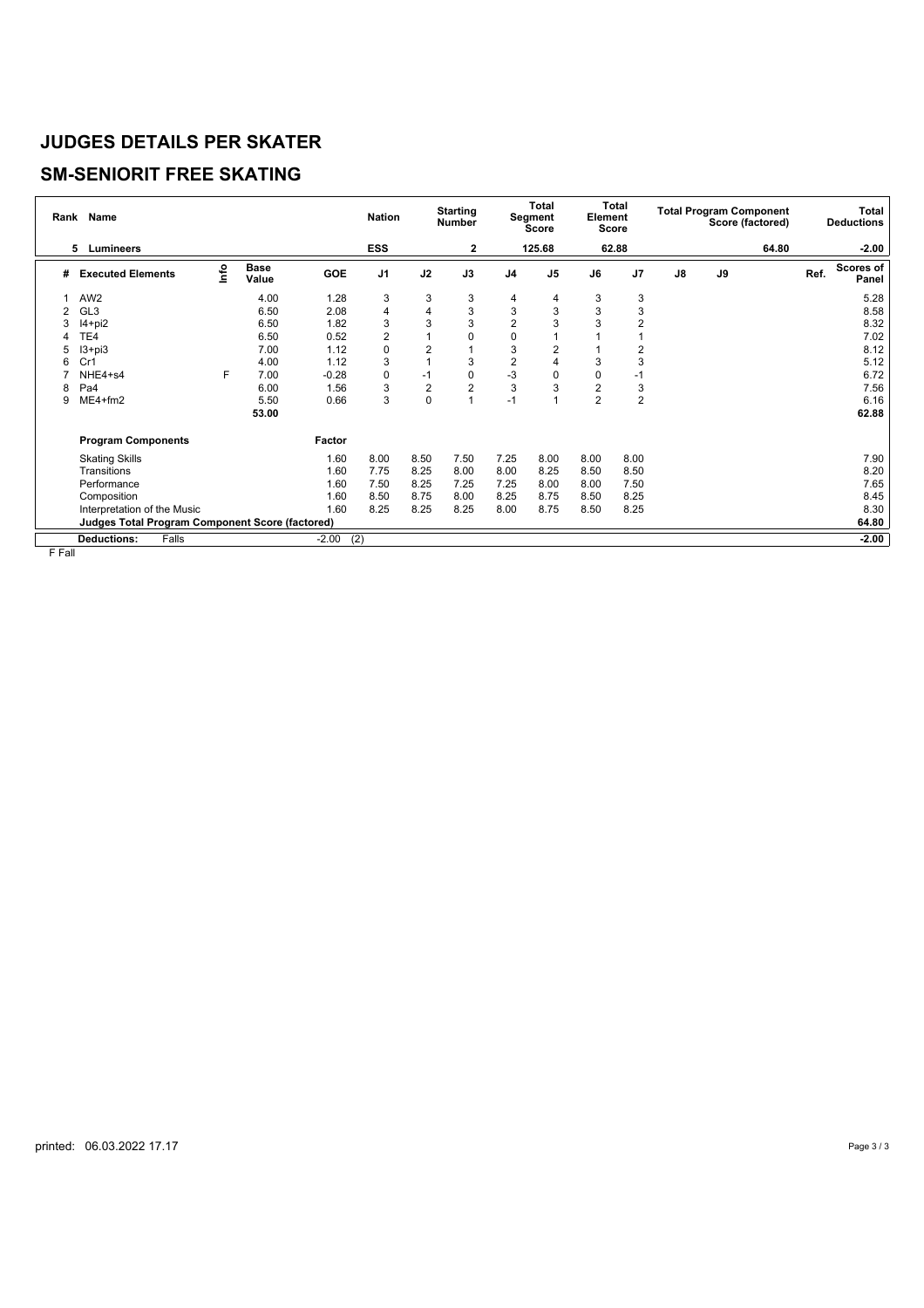# JUDGES DETAILS PER SKATER

## SM-SENIORIT FREE SKATING

| Rank | Name | | | | Nation | | Starting Number | | Total Segment Score | | Total Element Score | | Total Program Component Score (factored) | | | | Total Deductions |
|---|---|---|---|---|---|---|---|---|---|---|---|---|---|---|---|---|---|
| 5 | Lumineers | | | | ESS | | 2 | | 125.68 | | 62.88 | | | | 64.80 | | -2.00 |

| # | Executed Elements | Info | Base Value | GOE | J1 | J2 | J3 | J4 | J5 | J6 | J7 | J8 | J9 | Ref. | Scores of Panel |
|---|---|---|---|---|---|---|---|---|---|---|---|---|---|---|---|
| 1 | AW2 | | 4.00 | 1.28 | 3 | 3 | 3 | 4 | 4 | 3 | 3 | | | | 5.28 |
| 2 | GL3 | | 6.50 | 2.08 | 4 | 4 | 3 | 3 | 3 | 3 | 3 | | | | 8.58 |
| 3 | I4+pi2 | | 6.50 | 1.82 | 3 | 3 | 3 | 2 | 3 | 3 | 2 | | | | 8.32 |
| 4 | TE4 | | 6.50 | 0.52 | 2 | 1 | 0 | 0 | 1 | 1 | 1 | | | | 7.02 |
| 5 | I3+pi3 | | 7.00 | 1.12 | 0 | 2 | 1 | 3 | 2 | 1 | 2 | | | | 8.12 |
| 6 | Cr1 | | 4.00 | 1.12 | 3 | 1 | 3 | 2 | 4 | 3 | 3 | | | | 5.12 |
| 7 | NHE4+s4 | F | 7.00 | -0.28 | 0 | -1 | 0 | -3 | 0 | 0 | -1 | | | | 6.72 |
| 8 | Pa4 | | 6.00 | 1.56 | 3 | 2 | 2 | 3 | 3 | 2 | 3 | | | | 7.56 |
| 9 | ME4+fm2 | | 5.50 | 0.66 | 3 | 0 | 1 | -1 | 1 | 2 | 2 | | | | 6.16 |
| | | | 53.00 | | | | | | | | | | | | 62.88 |

| Program Components | Factor | J1 | J2 | J3 | J4 | J5 | J6 | J7 | J8 | J9 | Scores of Panel |
|---|---|---|---|---|---|---|---|---|---|---|---|
| Skating Skills | 1.60 | 8.00 | 8.50 | 7.50 | 7.25 | 8.00 | 8.00 | 8.00 | | | 7.90 |
| Transitions | 1.60 | 7.75 | 8.25 | 8.00 | 8.00 | 8.25 | 8.50 | 8.50 | | | 8.20 |
| Performance | 1.60 | 7.50 | 8.25 | 7.25 | 7.25 | 8.00 | 8.00 | 7.50 | | | 7.65 |
| Composition | 1.60 | 8.50 | 8.75 | 8.00 | 8.25 | 8.75 | 8.50 | 8.25 | | | 8.45 |
| Interpretation of the Music | 1.60 | 8.25 | 8.25 | 8.25 | 8.00 | 8.75 | 8.50 | 8.25 | | | 8.30 |
| **Judges Total Program Component Score (factored)** | | | | | | | | | | | 64.80 |
| **Deductions:** Falls | -2.00 (2) | | | | | | | | | | -2.00 |

F Fall

printed: 06.03.2022 17.17